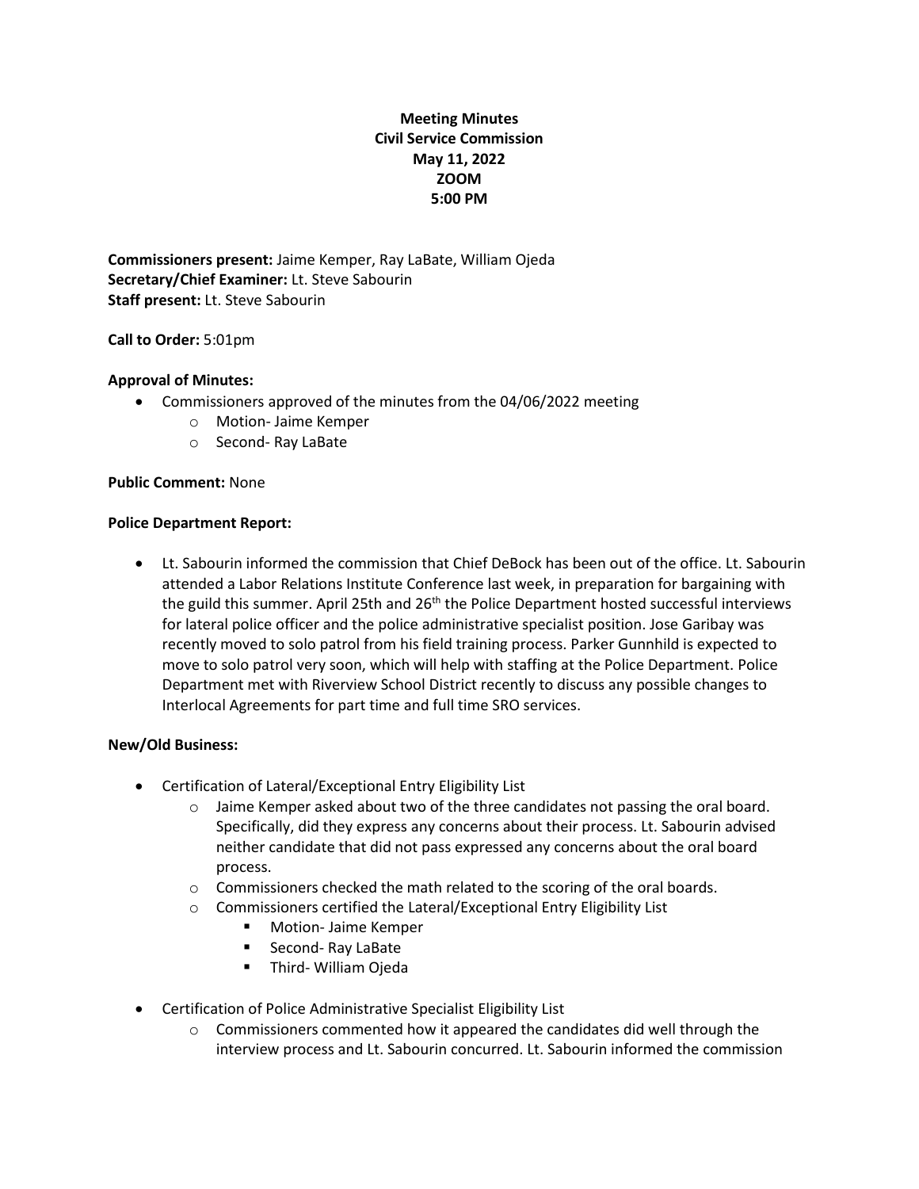**Meeting Minutes**
**Civil Service Commission**
**May 11, 2022**
**ZOOM**
**5:00 PM**

**Commissioners present:** Jaime Kemper, Ray LaBate, William Ojeda
**Secretary/Chief Examiner:** Lt. Steve Sabourin
**Staff present:** Lt. Steve Sabourin

**Call to Order:** 5:01pm

**Approval of Minutes:**

- Commissioners approved of the minutes from the 04/06/2022 meeting
    - Motion- Jaime Kemper
    - Second- Ray LaBate

**Public Comment:** None

**Police Department Report:**

- Lt. Sabourin informed the commission that Chief DeBock has been out of the office. Lt. Sabourin attended a Labor Relations Institute Conference last week, in preparation for bargaining with the guild this summer. April 25th and 26th the Police Department hosted successful interviews for lateral police officer and the police administrative specialist position. Jose Garibay was recently moved to solo patrol from his field training process. Parker Gunnhild is expected to move to solo patrol very soon, which will help with staffing at the Police Department. Police Department met with Riverview School District recently to discuss any possible changes to Interlocal Agreements for part time and full time SRO services.

**New/Old Business:**

- Certification of Lateral/Exceptional Entry Eligibility List
    - Jaime Kemper asked about two of the three candidates not passing the oral board. Specifically, did they express any concerns about their process. Lt. Sabourin advised neither candidate that did not pass expressed any concerns about the oral board process.
    - Commissioners checked the math related to the scoring of the oral boards.
    - Commissioners certified the Lateral/Exceptional Entry Eligibility List
        - Motion- Jaime Kemper
        - Second- Ray LaBate
        - Third- William Ojeda
- Certification of Police Administrative Specialist Eligibility List
    - Commissioners commented how it appeared the candidates did well through the interview process and Lt. Sabourin concurred. Lt. Sabourin informed the commission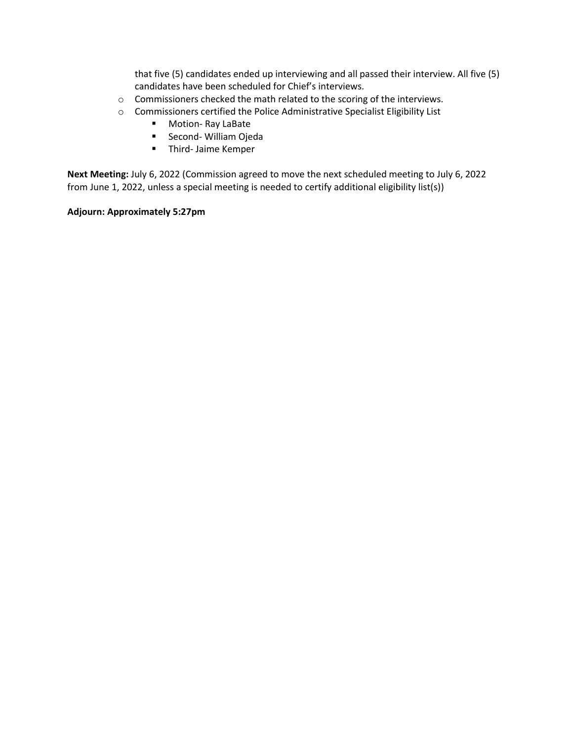that five (5) candidates ended up interviewing and all passed their interview. All five (5) candidates have been scheduled for Chief's interviews.

- Commissioners checked the math related to the scoring of the interviews.
- Commissioners certified the Police Administrative Specialist Eligibility List
  - Motion- Ray LaBate
  - Second- William Ojeda
  - Third- Jaime Kemper

**Next Meeting:** July 6, 2022 (Commission agreed to move the next scheduled meeting to July 6, 2022 from June 1, 2022, unless a special meeting is needed to certify additional eligibility list(s))

**Adjourn: Approximately 5:27pm**